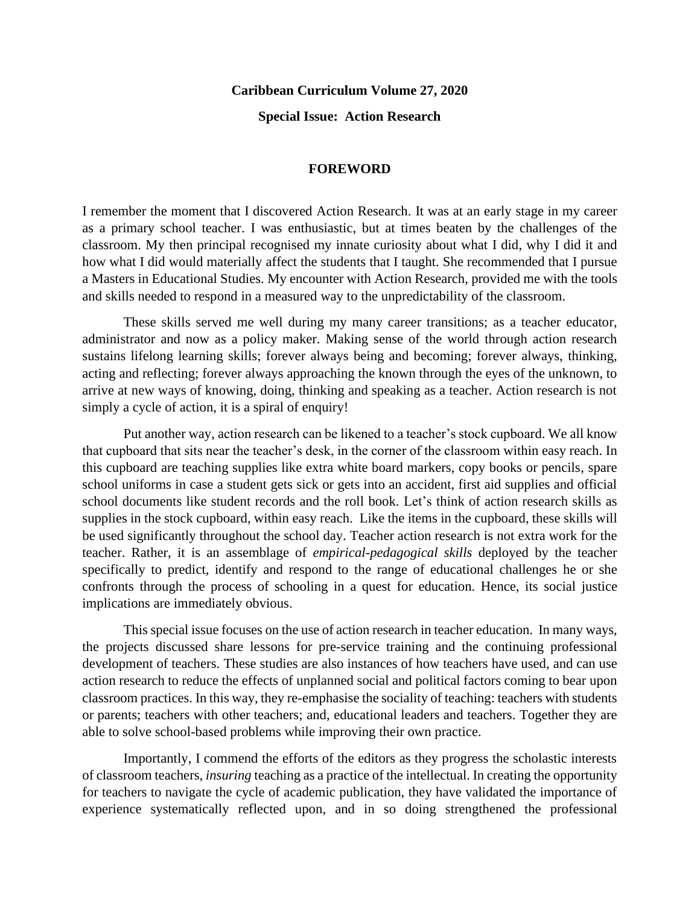**Caribbean Curriculum Volume 27, 2020**

**Special Issue: Action Research**

# FOREWORD

I remember the moment that I discovered Action Research. It was at an early stage in my career as a primary school teacher. I was enthusiastic, but at times beaten by the challenges of the classroom. My then principal recognised my innate curiosity about what I did, why I did it and how what I did would materially affect the students that I taught. She recommended that I pursue a Masters in Educational Studies. My encounter with Action Research, provided me with the tools and skills needed to respond in a measured way to the unpredictability of the classroom.

These skills served me well during my many career transitions; as a teacher educator, administrator and now as a policy maker. Making sense of the world through action research sustains lifelong learning skills; forever always being and becoming; forever always, thinking, acting and reflecting; forever always approaching the known through the eyes of the unknown, to arrive at new ways of knowing, doing, thinking and speaking as a teacher. Action research is not simply a cycle of action, it is a spiral of enquiry!

Put another way, action research can be likened to a teacher's stock cupboard. We all know that cupboard that sits near the teacher's desk, in the corner of the classroom within easy reach. In this cupboard are teaching supplies like extra white board markers, copy books or pencils, spare school uniforms in case a student gets sick or gets into an accident, first aid supplies and official school documents like student records and the roll book. Let's think of action research skills as supplies in the stock cupboard, within easy reach. Like the items in the cupboard, these skills will be used significantly throughout the school day. Teacher action research is not extra work for the teacher. Rather, it is an assemblage of *empirical-pedagogical skills* deployed by the teacher specifically to predict, identify and respond to the range of educational challenges he or she confronts through the process of schooling in a quest for education. Hence, its social justice implications are immediately obvious.

This special issue focuses on the use of action research in teacher education. In many ways, the projects discussed share lessons for pre-service training and the continuing professional development of teachers. These studies are also instances of how teachers have used, and can use action research to reduce the effects of unplanned social and political factors coming to bear upon classroom practices. In this way, they re-emphasise the sociality of teaching: teachers with students or parents; teachers with other teachers; and, educational leaders and teachers. Together they are able to solve school-based problems while improving their own practice.

Importantly, I commend the efforts of the editors as they progress the scholastic interests of classroom teachers, *insuring* teaching as a practice of the intellectual. In creating the opportunity for teachers to navigate the cycle of academic publication, they have validated the importance of experience systematically reflected upon, and in so doing strengthened the professional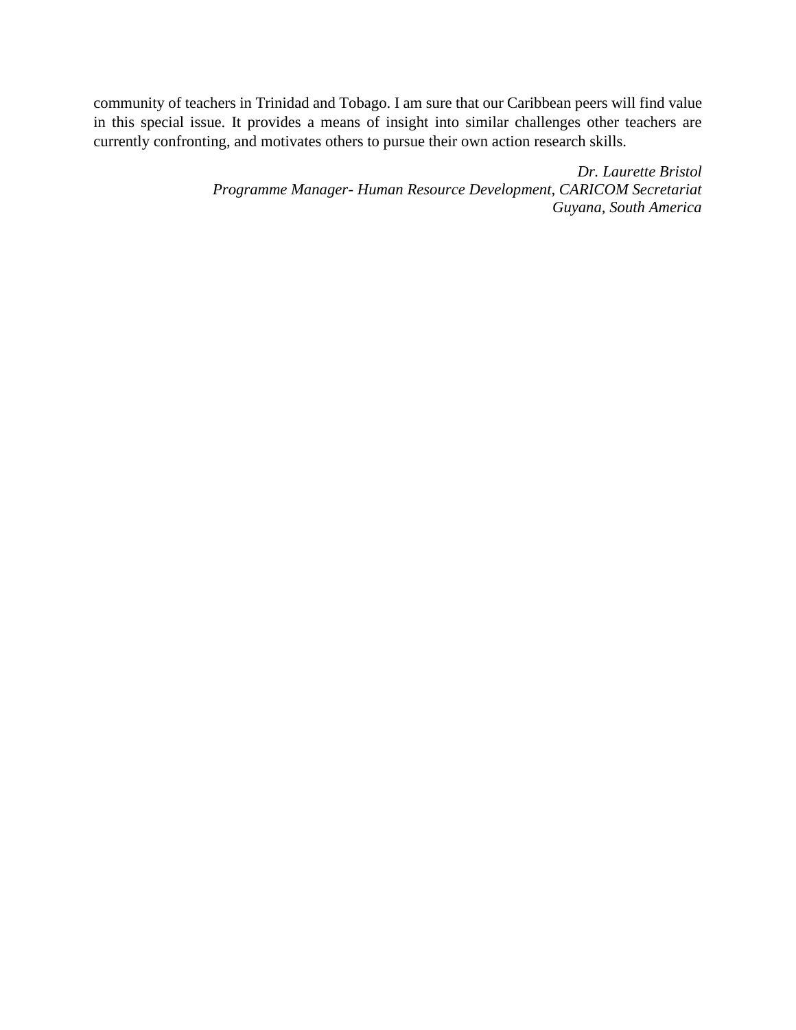community of teachers in Trinidad and Tobago. I am sure that our Caribbean peers will find value in this special issue. It provides a means of insight into similar challenges other teachers are currently confronting, and motivates others to pursue their own action research skills.

*Dr. Laurette Bristol*
*Programme Manager- Human Resource Development, CARICOM Secretariat*
*Guyana, South America*